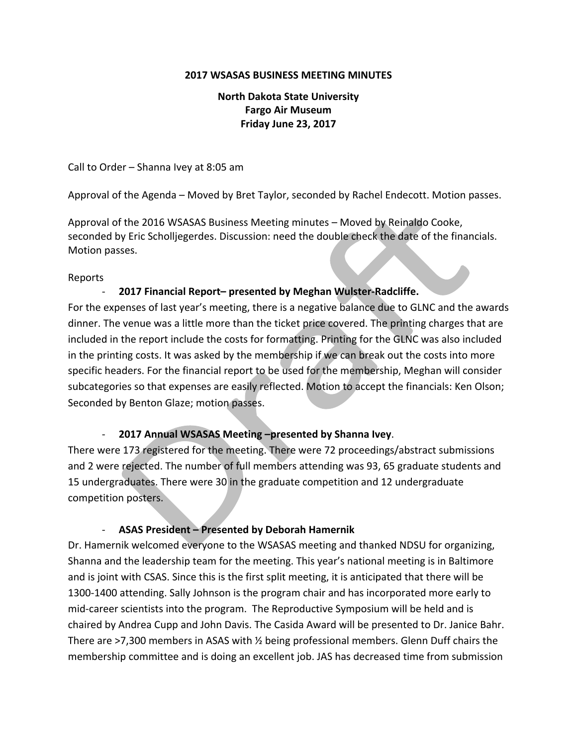**2017 WSASAS BUSINESS MEETING MINUTES**

**North Dakota State University**
**Fargo Air Museum**
**Friday June 23, 2017**

Call to Order – Shanna Ivey at 8:05 am

Approval of the Agenda – Moved by Bret Taylor, seconded by Rachel Endecott. Motion passes.

Approval of the 2016 WSASAS Business Meeting minutes – Moved by Reinaldo Cooke, seconded by Eric Scholljegerdes. Discussion: need the double check the date of the financials. Motion passes.

Reports

- **2017 Financial Report– presented by Meghan Wulster-Radcliffe.**

For the expenses of last year's meeting, there is a negative balance due to GLNC and the awards dinner. The venue was a little more than the ticket price covered. The printing charges that are included in the report include the costs for formatting. Printing for the GLNC was also included in the printing costs. It was asked by the membership if we can break out the costs into more specific headers. For the financial report to be used for the membership, Meghan will consider subcategories so that expenses are easily reflected. Motion to accept the financials: Ken Olson; Seconded by Benton Glaze; motion passes.

- **2017 Annual WSASAS Meeting –presented by Shanna Ivey**.

There were 173 registered for the meeting. There were 72 proceedings/abstract submissions and 2 were rejected. The number of full members attending was 93, 65 graduate students and 15 undergraduates. There were 30 in the graduate competition and 12 undergraduate competition posters.

- **ASAS President – Presented by Deborah Hamernik**

Dr. Hamernik welcomed everyone to the WSASAS meeting and thanked NDSU for organizing, Shanna and the leadership team for the meeting. This year's national meeting is in Baltimore and is joint with CSAS. Since this is the first split meeting, it is anticipated that there will be 1300-1400 attending. Sally Johnson is the program chair and has incorporated more early to mid-career scientists into the program. The Reproductive Symposium will be held and is chaired by Andrea Cupp and John Davis. The Casida Award will be presented to Dr. Janice Bahr. There are >7,300 members in ASAS with ½ being professional members. Glenn Duff chairs the membership committee and is doing an excellent job. JAS has decreased time from submission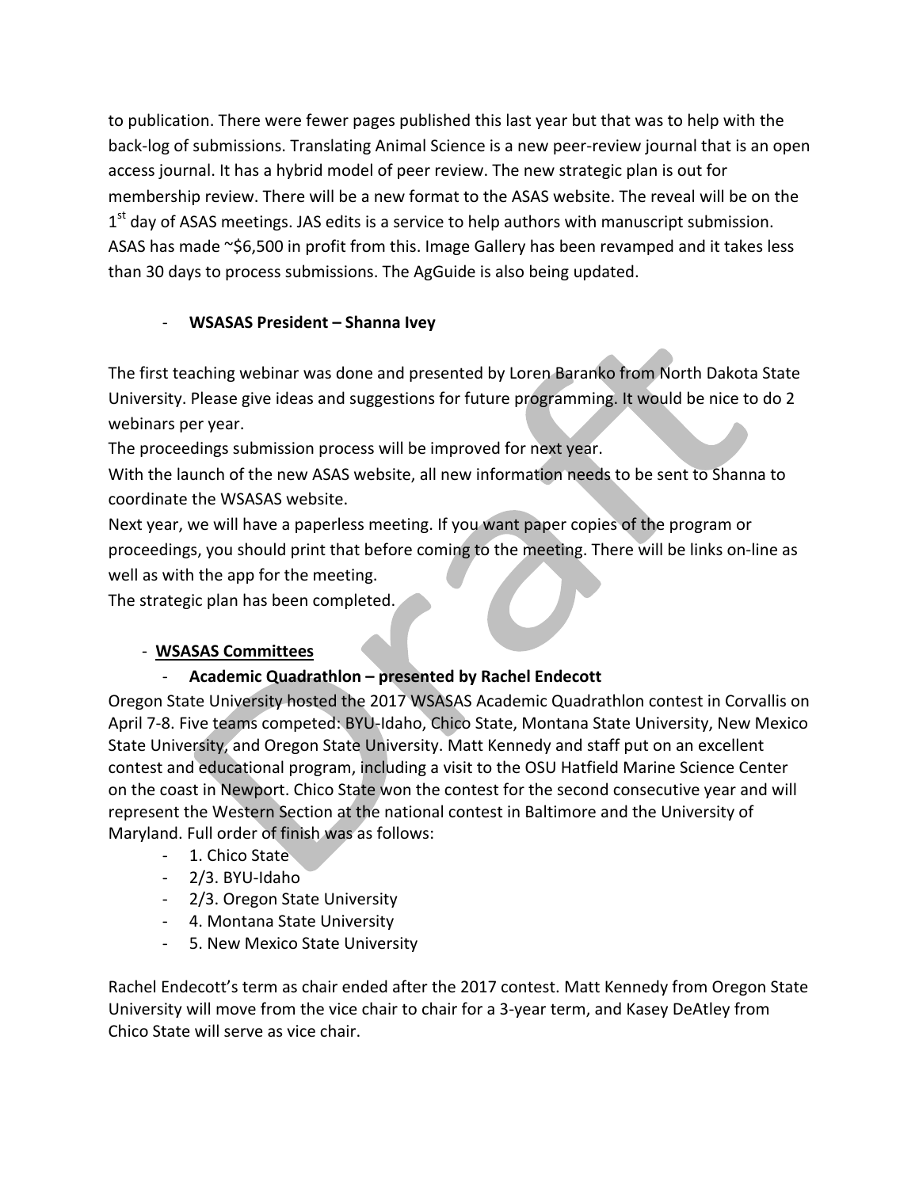to publication. There were fewer pages published this last year but that was to help with the back-log of submissions. Translating Animal Science is a new peer-review journal that is an open access journal. It has a hybrid model of peer review. The new strategic plan is out for membership review. There will be a new format to the ASAS website. The reveal will be on the 1st day of ASAS meetings. JAS edits is a service to help authors with manuscript submission. ASAS has made ~$6,500 in profit from this. Image Gallery has been revamped and it takes less than 30 days to process submissions. The AgGuide is also being updated.

- **WSASAS President – Shanna Ivey**

The first teaching webinar was done and presented by Loren Baranko from North Dakota State University. Please give ideas and suggestions for future programming. It would be nice to do 2 webinars per year.

The proceedings submission process will be improved for next year.

With the launch of the new ASAS website, all new information needs to be sent to Shanna to coordinate the WSASAS website.

Next year, we will have a paperless meeting. If you want paper copies of the program or proceedings, you should print that before coming to the meeting. There will be links on-line as well as with the app for the meeting.

The strategic plan has been completed.

- **WSASAS Committees**
  - **Academic Quadrathlon – presented by Rachel Endecott**

Oregon State University hosted the 2017 WSASAS Academic Quadrathlon contest in Corvallis on April 7-8. Five teams competed: BYU-Idaho, Chico State, Montana State University, New Mexico State University, and Oregon State University. Matt Kennedy and staff put on an excellent contest and educational program, including a visit to the OSU Hatfield Marine Science Center on the coast in Newport. Chico State won the contest for the second consecutive year and will represent the Western Section at the national contest in Baltimore and the University of Maryland. Full order of finish was as follows:

- 1. Chico State
- 2/3. BYU-Idaho
- 2/3. Oregon State University
- 4. Montana State University
- 5. New Mexico State University

Rachel Endecott's term as chair ended after the 2017 contest. Matt Kennedy from Oregon State University will move from the vice chair to chair for a 3-year term, and Kasey DeAtley from Chico State will serve as vice chair.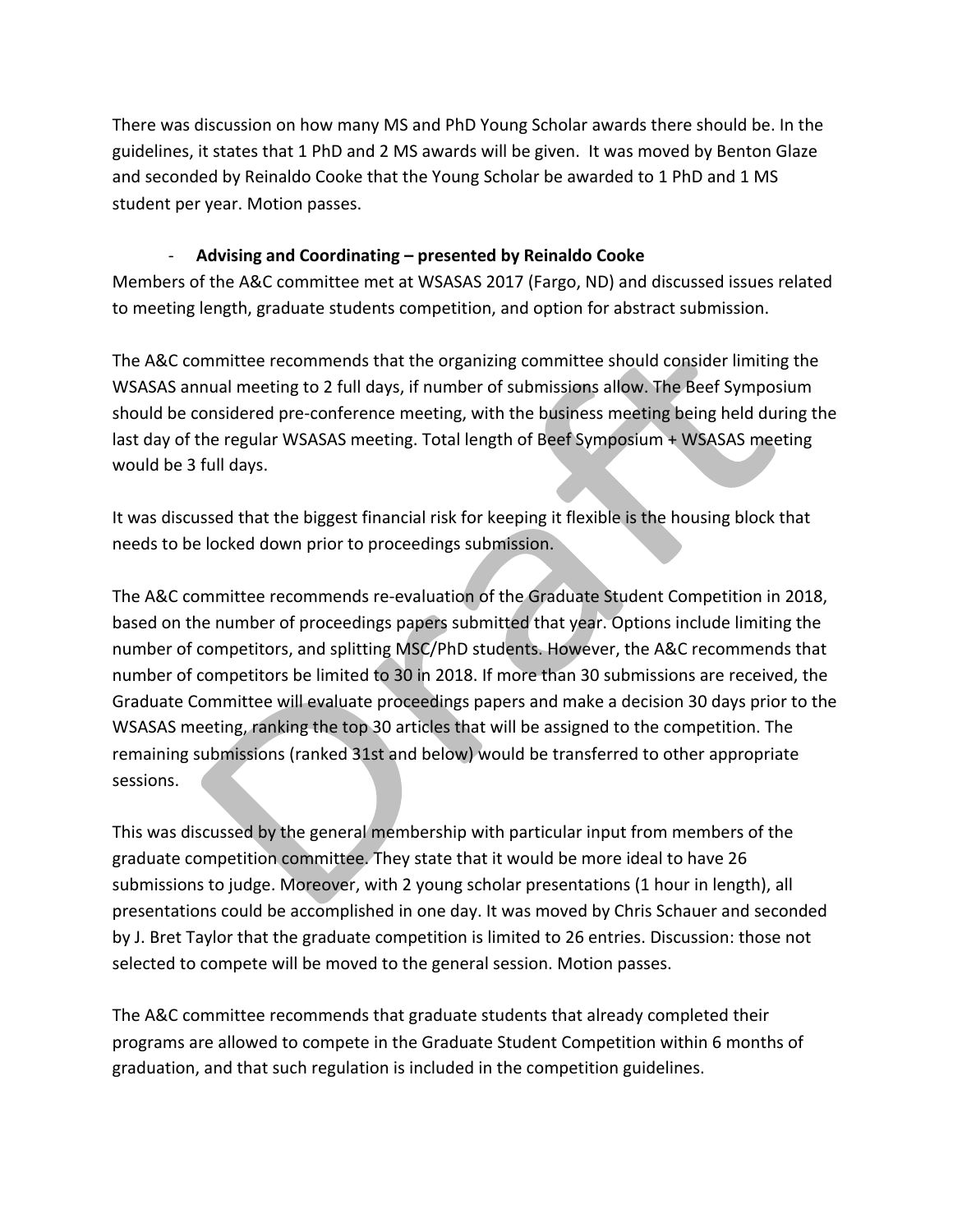There was discussion on how many MS and PhD Young Scholar awards there should be. In the guidelines, it states that 1 PhD and 2 MS awards will be given. It was moved by Benton Glaze and seconded by Reinaldo Cooke that the Young Scholar be awarded to 1 PhD and 1 MS student per year. Motion passes.

- **Advising and Coordinating – presented by Reinaldo Cooke**

Members of the A&C committee met at WSASAS 2017 (Fargo, ND) and discussed issues related to meeting length, graduate students competition, and option for abstract submission.

The A&C committee recommends that the organizing committee should consider limiting the WSASAS annual meeting to 2 full days, if number of submissions allow. The Beef Symposium should be considered pre-conference meeting, with the business meeting being held during the last day of the regular WSASAS meeting. Total length of Beef Symposium + WSASAS meeting would be 3 full days.

It was discussed that the biggest financial risk for keeping it flexible is the housing block that needs to be locked down prior to proceedings submission.

The A&C committee recommends re-evaluation of the Graduate Student Competition in 2018, based on the number of proceedings papers submitted that year. Options include limiting the number of competitors, and splitting MSC/PhD students. However, the A&C recommends that number of competitors be limited to 30 in 2018. If more than 30 submissions are received, the Graduate Committee will evaluate proceedings papers and make a decision 30 days prior to the WSASAS meeting, ranking the top 30 articles that will be assigned to the competition. The remaining submissions (ranked 31st and below) would be transferred to other appropriate sessions.

This was discussed by the general membership with particular input from members of the graduate competition committee. They state that it would be more ideal to have 26 submissions to judge. Moreover, with 2 young scholar presentations (1 hour in length), all presentations could be accomplished in one day. It was moved by Chris Schauer and seconded by J. Bret Taylor that the graduate competition is limited to 26 entries. Discussion: those not selected to compete will be moved to the general session. Motion passes.

The A&C committee recommends that graduate students that already completed their programs are allowed to compete in the Graduate Student Competition within 6 months of graduation, and that such regulation is included in the competition guidelines.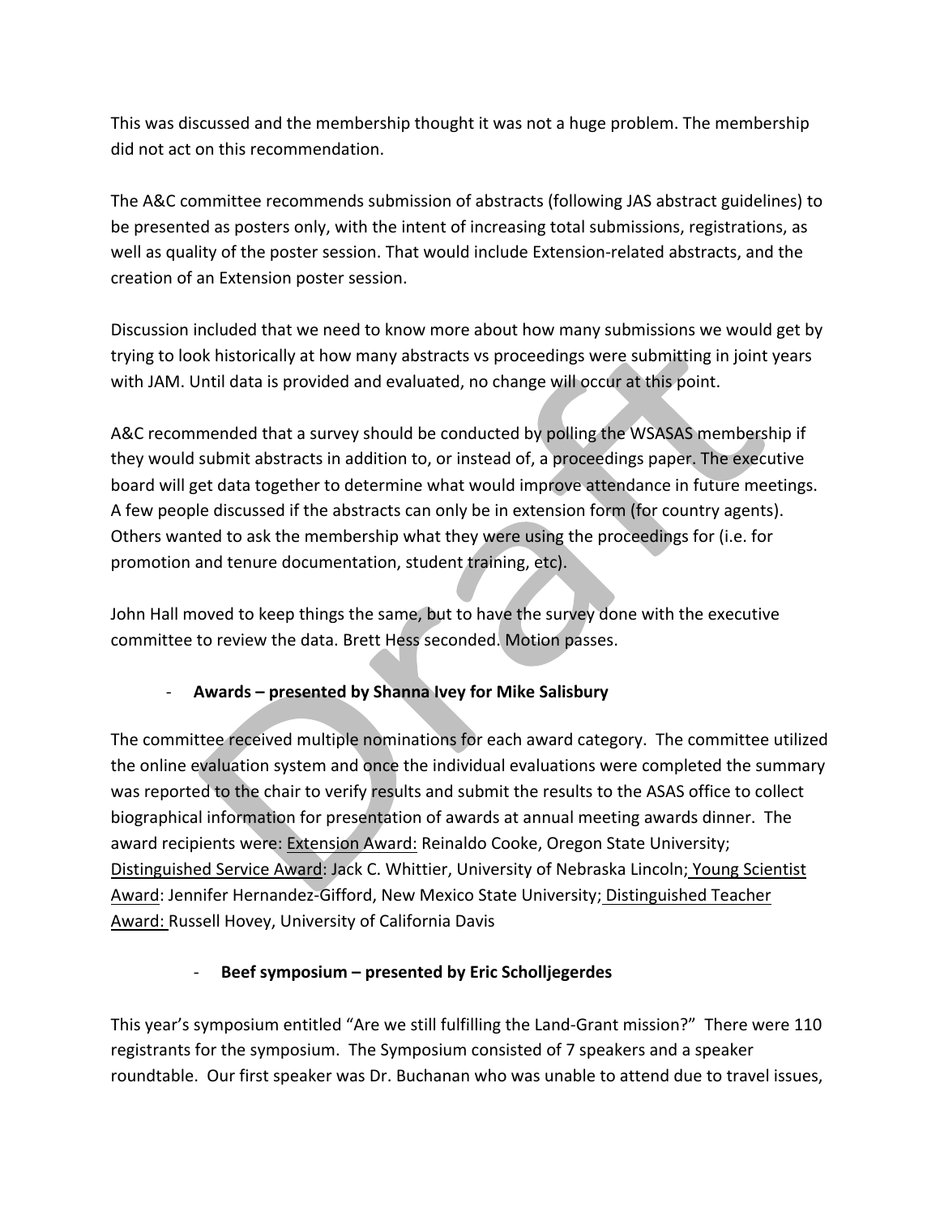This was discussed and the membership thought it was not a huge problem. The membership did not act on this recommendation.

The A&C committee recommends submission of abstracts (following JAS abstract guidelines) to be presented as posters only, with the intent of increasing total submissions, registrations, as well as quality of the poster session. That would include Extension-related abstracts, and the creation of an Extension poster session.

Discussion included that we need to know more about how many submissions we would get by trying to look historically at how many abstracts vs proceedings were submitting in joint years with JAM. Until data is provided and evaluated, no change will occur at this point.

A&C recommended that a survey should be conducted by polling the WSASAS membership if they would submit abstracts in addition to, or instead of, a proceedings paper. The executive board will get data together to determine what would improve attendance in future meetings. A few people discussed if the abstracts can only be in extension form (for country agents). Others wanted to ask the membership what they were using the proceedings for (i.e. for promotion and tenure documentation, student training, etc).

John Hall moved to keep things the same, but to have the survey done with the executive committee to review the data. Brett Hess seconded. Motion passes.

- **Awards – presented by Shanna Ivey for Mike Salisbury**

The committee received multiple nominations for each award category. The committee utilized the online evaluation system and once the individual evaluations were completed the summary was reported to the chair to verify results and submit the results to the ASAS office to collect biographical information for presentation of awards at annual meeting awards dinner. The award recipients were: <u>Extension Award:</u> Reinaldo Cooke, Oregon State University; <u>Distinguished Service Award</u>: Jack C. Whittier, University of Nebraska Lincoln; <u>Young Scientist Award</u>: Jennifer Hernandez-Gifford, New Mexico State University; <u>Distinguished Teacher Award:</u> Russell Hovey, University of California Davis

- **Beef symposium – presented by Eric Scholljegerdes**

This year's symposium entitled "Are we still fulfilling the Land-Grant mission?" There were 110 registrants for the symposium. The Symposium consisted of 7 speakers and a speaker roundtable. Our first speaker was Dr. Buchanan who was unable to attend due to travel issues,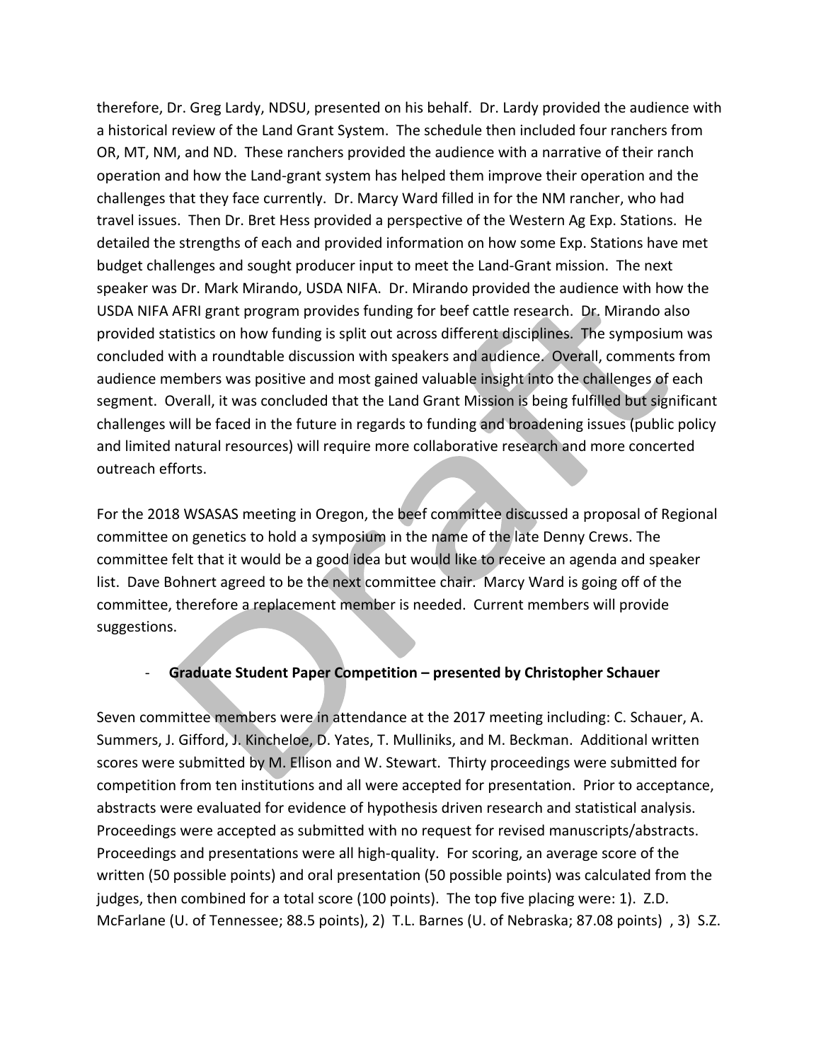therefore, Dr. Greg Lardy, NDSU, presented on his behalf. Dr. Lardy provided the audience with a historical review of the Land Grant System. The schedule then included four ranchers from OR, MT, NM, and ND. These ranchers provided the audience with a narrative of their ranch operation and how the Land-grant system has helped them improve their operation and the challenges that they face currently. Dr. Marcy Ward filled in for the NM rancher, who had travel issues. Then Dr. Bret Hess provided a perspective of the Western Ag Exp. Stations. He detailed the strengths of each and provided information on how some Exp. Stations have met budget challenges and sought producer input to meet the Land-Grant mission. The next speaker was Dr. Mark Mirando, USDA NIFA. Dr. Mirando provided the audience with how the USDA NIFA AFRI grant program provides funding for beef cattle research. Dr. Mirando also provided statistics on how funding is split out across different disciplines. The symposium was concluded with a roundtable discussion with speakers and audience. Overall, comments from audience members was positive and most gained valuable insight into the challenges of each segment. Overall, it was concluded that the Land Grant Mission is being fulfilled but significant challenges will be faced in the future in regards to funding and broadening issues (public policy and limited natural resources) will require more collaborative research and more concerted outreach efforts.

For the 2018 WSASAS meeting in Oregon, the beef committee discussed a proposal of Regional committee on genetics to hold a symposium in the name of the late Denny Crews. The committee felt that it would be a good idea but would like to receive an agenda and speaker list. Dave Bohnert agreed to be the next committee chair. Marcy Ward is going off of the committee, therefore a replacement member is needed. Current members will provide suggestions.

- **Graduate Student Paper Competition – presented by Christopher Schauer**

Seven committee members were in attendance at the 2017 meeting including: C. Schauer, A. Summers, J. Gifford, J. Kincheloe, D. Yates, T. Mulliniks, and M. Beckman. Additional written scores were submitted by M. Ellison and W. Stewart. Thirty proceedings were submitted for competition from ten institutions and all were accepted for presentation. Prior to acceptance, abstracts were evaluated for evidence of hypothesis driven research and statistical analysis. Proceedings were accepted as submitted with no request for revised manuscripts/abstracts. Proceedings and presentations were all high-quality. For scoring, an average score of the written (50 possible points) and oral presentation (50 possible points) was calculated from the judges, then combined for a total score (100 points). The top five placing were: 1). Z.D. McFarlane (U. of Tennessee; 88.5 points), 2) T.L. Barnes (U. of Nebraska; 87.08 points) , 3) S.Z.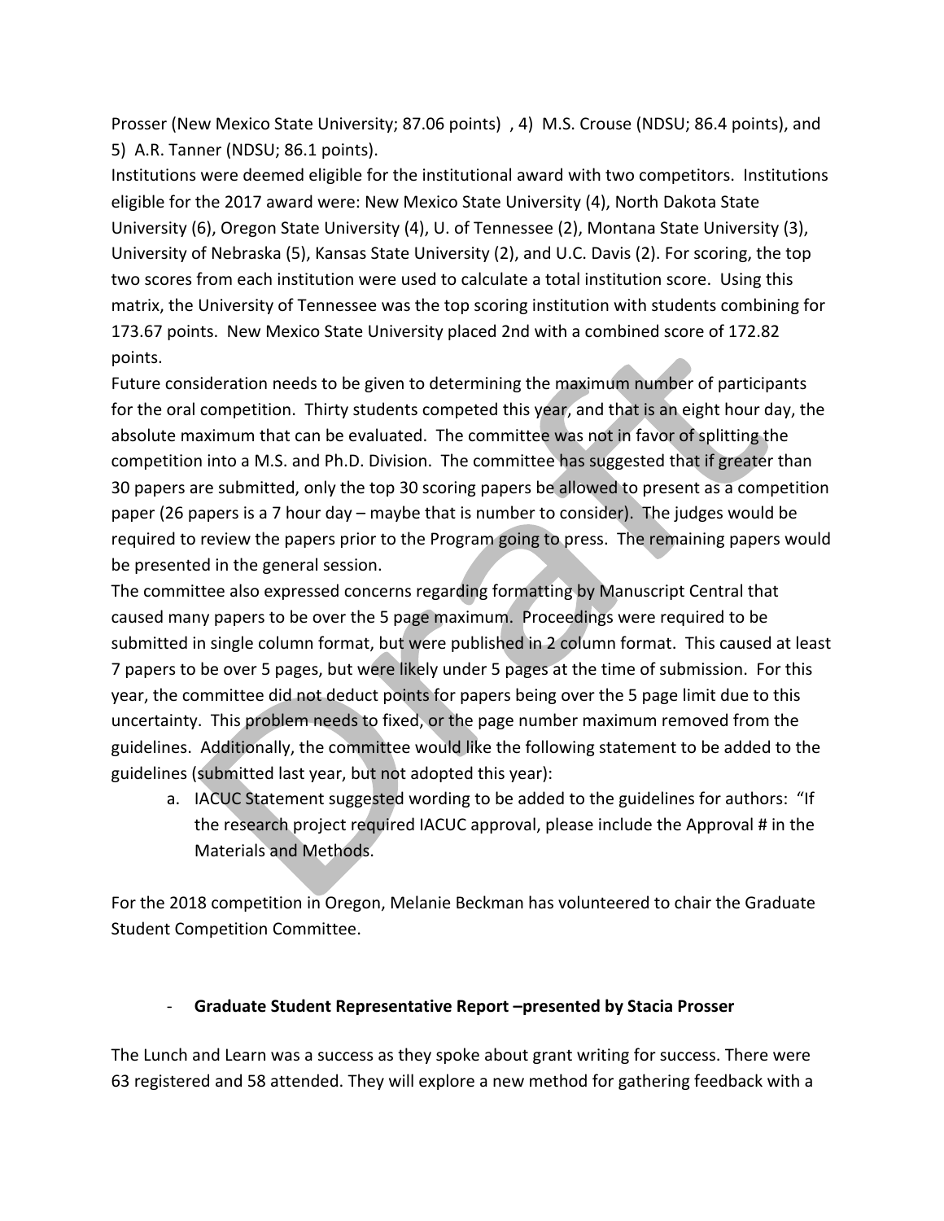Prosser (New Mexico State University; 87.06 points) , 4) M.S. Crouse (NDSU; 86.4 points), and 5) A.R. Tanner (NDSU; 86.1 points).

Institutions were deemed eligible for the institutional award with two competitors. Institutions eligible for the 2017 award were: New Mexico State University (4), North Dakota State University (6), Oregon State University (4), U. of Tennessee (2), Montana State University (3), University of Nebraska (5), Kansas State University (2), and U.C. Davis (2). For scoring, the top two scores from each institution were used to calculate a total institution score. Using this matrix, the University of Tennessee was the top scoring institution with students combining for 173.67 points. New Mexico State University placed 2nd with a combined score of 172.82 points.

Future consideration needs to be given to determining the maximum number of participants for the oral competition. Thirty students competed this year, and that is an eight hour day, the absolute maximum that can be evaluated. The committee was not in favor of splitting the competition into a M.S. and Ph.D. Division. The committee has suggested that if greater than 30 papers are submitted, only the top 30 scoring papers be allowed to present as a competition paper (26 papers is a 7 hour day – maybe that is number to consider). The judges would be required to review the papers prior to the Program going to press. The remaining papers would be presented in the general session.

The committee also expressed concerns regarding formatting by Manuscript Central that caused many papers to be over the 5 page maximum. Proceedings were required to be submitted in single column format, but were published in 2 column format. This caused at least 7 papers to be over 5 pages, but were likely under 5 pages at the time of submission. For this year, the committee did not deduct points for papers being over the 5 page limit due to this uncertainty. This problem needs to fixed, or the page number maximum removed from the guidelines. Additionally, the committee would like the following statement to be added to the guidelines (submitted last year, but not adopted this year):

a. IACUC Statement suggested wording to be added to the guidelines for authors: "If the research project required IACUC approval, please include the Approval # in the Materials and Methods.

For the 2018 competition in Oregon, Melanie Beckman has volunteered to chair the Graduate Student Competition Committee.

- **Graduate Student Representative Report –presented by Stacia Prosser**

The Lunch and Learn was a success as they spoke about grant writing for success. There were 63 registered and 58 attended. They will explore a new method for gathering feedback with a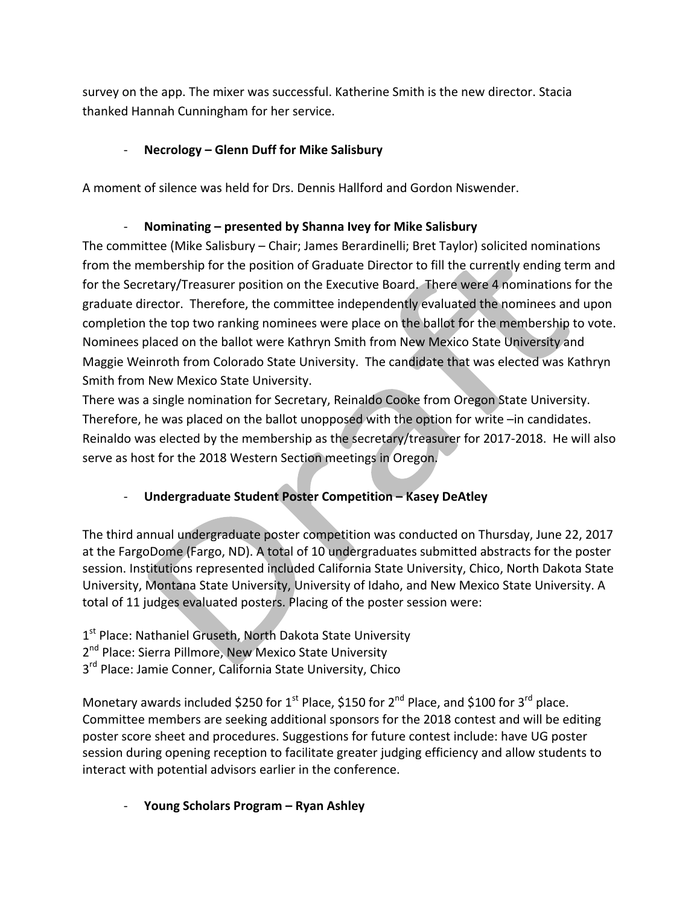survey on the app. The mixer was successful. Katherine Smith is the new director. Stacia thanked Hannah Cunningham for her service.

- **Necrology – Glenn Duff for Mike Salisbury**

A moment of silence was held for Drs. Dennis Hallford and Gordon Niswender.

- **Nominating – presented by Shanna Ivey for Mike Salisbury**

The committee (Mike Salisbury – Chair; James Berardinelli; Bret Taylor) solicited nominations from the membership for the position of Graduate Director to fill the currently ending term and for the Secretary/Treasurer position on the Executive Board. There were 4 nominations for the graduate director. Therefore, the committee independently evaluated the nominees and upon completion the top two ranking nominees were place on the ballot for the membership to vote. Nominees placed on the ballot were Kathryn Smith from New Mexico State University and Maggie Weinroth from Colorado State University. The candidate that was elected was Kathryn Smith from New Mexico State University.

There was a single nomination for Secretary, Reinaldo Cooke from Oregon State University. Therefore, he was placed on the ballot unopposed with the option for write –in candidates. Reinaldo was elected by the membership as the secretary/treasurer for 2017-2018. He will also serve as host for the 2018 Western Section meetings in Oregon.

- **Undergraduate Student Poster Competition – Kasey DeAtley**

The third annual undergraduate poster competition was conducted on Thursday, June 22, 2017 at the FargoDome (Fargo, ND). A total of 10 undergraduates submitted abstracts for the poster session. Institutions represented included California State University, Chico, North Dakota State University, Montana State University, University of Idaho, and New Mexico State University. A total of 11 judges evaluated posters. Placing of the poster session were:

1st Place: Nathaniel Gruseth, North Dakota State University
2nd Place: Sierra Pillmore, New Mexico State University
3rd Place: Jamie Conner, California State University, Chico

Monetary awards included $250 for 1st Place, $150 for 2nd Place, and $100 for 3rd place. Committee members are seeking additional sponsors for the 2018 contest and will be editing poster score sheet and procedures. Suggestions for future contest include: have UG poster session during opening reception to facilitate greater judging efficiency and allow students to interact with potential advisors earlier in the conference.

- **Young Scholars Program – Ryan Ashley**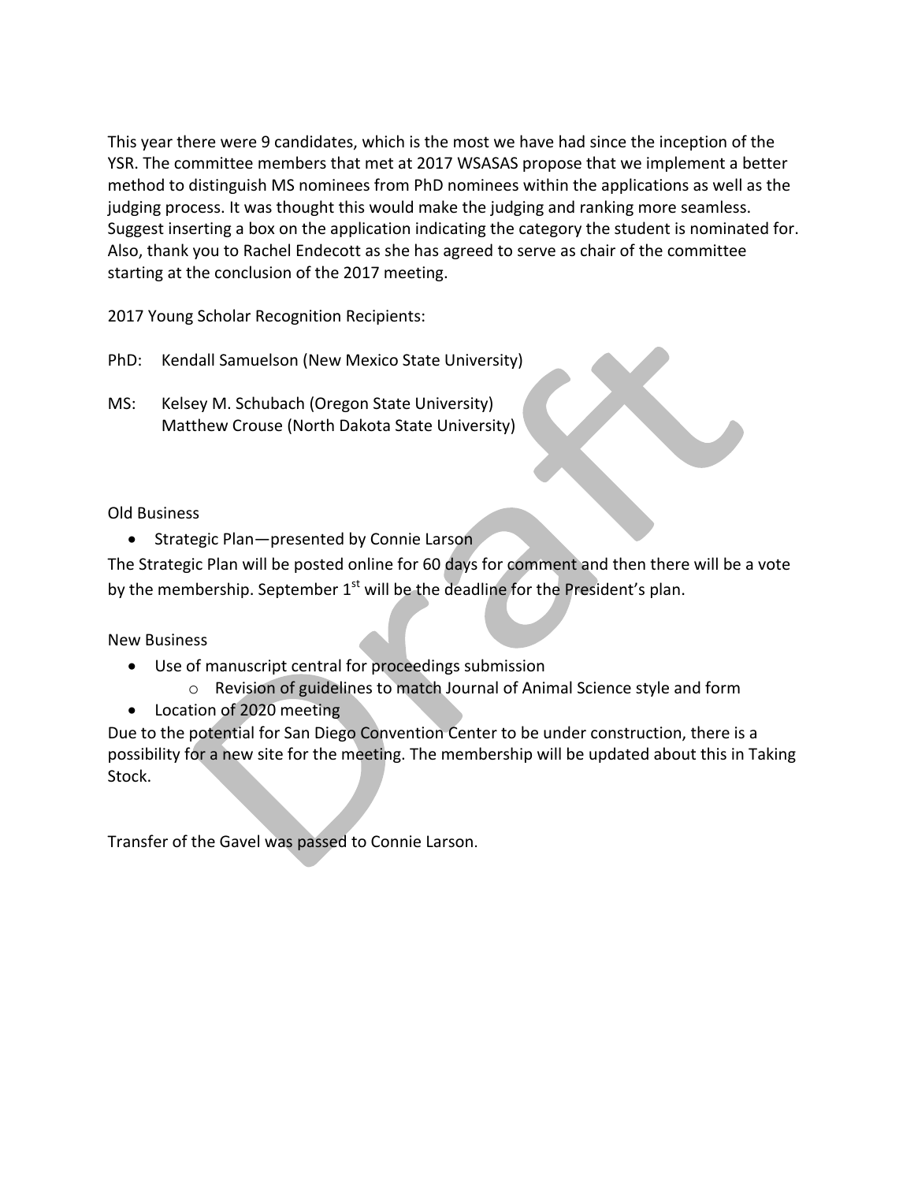This year there were 9 candidates, which is the most we have had since the inception of the YSR. The committee members that met at 2017 WSASAS propose that we implement a better method to distinguish MS nominees from PhD nominees within the applications as well as the judging process. It was thought this would make the judging and ranking more seamless. Suggest inserting a box on the application indicating the category the student is nominated for. Also, thank you to Rachel Endecott as she has agreed to serve as chair of the committee starting at the conclusion of the 2017 meeting.

2017 Young Scholar Recognition Recipients:

PhD: Kendall Samuelson (New Mexico State University)

MS: Kelsey M. Schubach (Oregon State University)
Matthew Crouse (North Dakota State University)

Old Business

- Strategic Plan—presented by Connie Larson

The Strategic Plan will be posted online for 60 days for comment and then there will be a vote by the membership. September 1st will be the deadline for the President's plan.

New Business

- Use of manuscript central for proceedings submission
  - Revision of guidelines to match Journal of Animal Science style and form
- Location of 2020 meeting

Due to the potential for San Diego Convention Center to be under construction, there is a possibility for a new site for the meeting. The membership will be updated about this in Taking Stock.

Transfer of the Gavel was passed to Connie Larson.